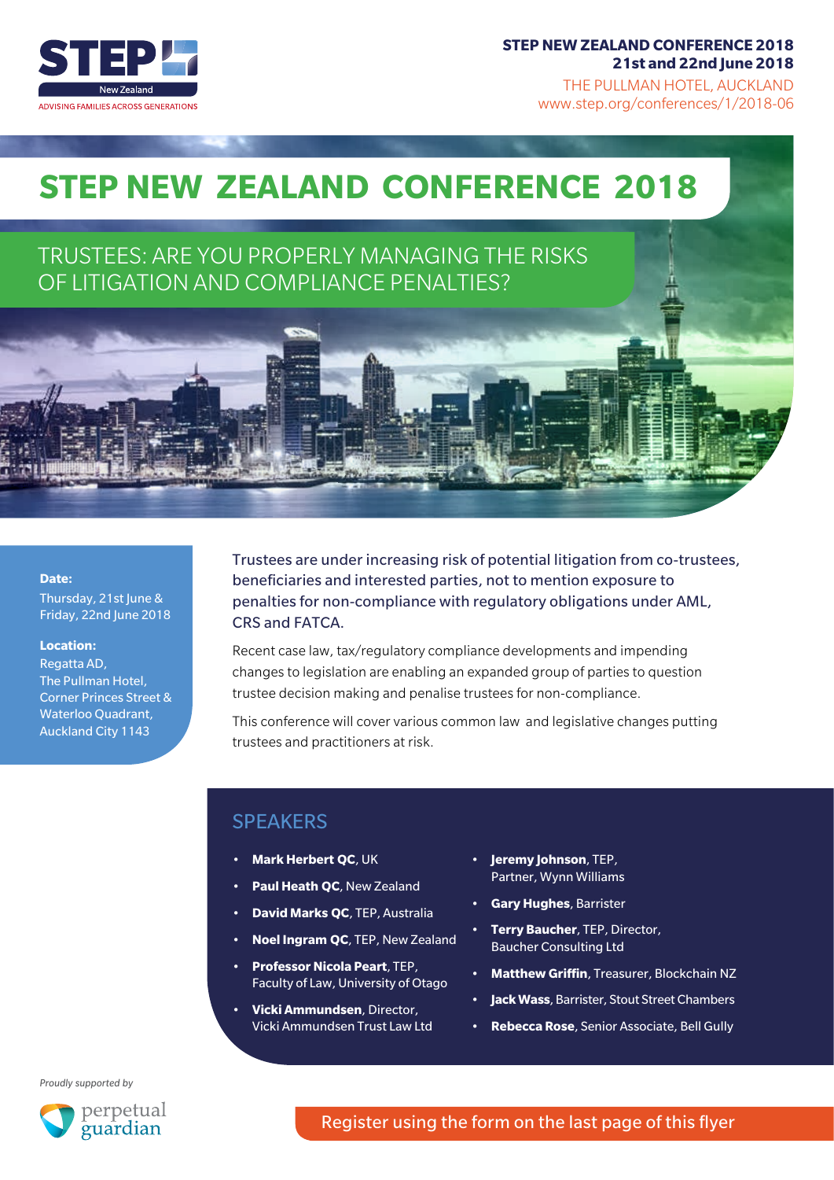STEP New Zealand

ADVISING FAMILIES ACROSS GENERATIONS

**STEP NEW ZEALAND CONFERENCE 2018**
**21st and 22nd June 2018**
THE PULLMAN HOTEL, AUCKLAND
www.step.org/conferences/1/2018-06

# STEP NEW ZEALAND CONFERENCE 2018

## TRUSTEES: ARE YOU PROPERLY MANAGING THE RISKS OF LITIGATION AND COMPLIANCE PENALTIES?

**Date:**
Thursday, 21st June &
Friday, 22nd June 2018

**Location:**
Regatta AD,
The Pullman Hotel,
Corner Princes Street &
Waterloo Quadrant,
Auckland City 1143

Trustees are under increasing risk of potential litigation from co-trustees, beneficiaries and interested parties, not to mention exposure to penalties for non-compliance with regulatory obligations under AML, CRS and FATCA.

Recent case law, tax/regulatory compliance developments and impending changes to legislation are enabling an expanded group of parties to question trustee decision making and penalise trustees for non-compliance.

This conference will cover various common law and legislative changes putting trustees and practitioners at risk.

## SPEAKERS

- **Mark Herbert QC**, UK
- **Paul Heath QC**, New Zealand
- **David Marks QC**, TEP, Australia
- **Noel Ingram QC**, TEP, New Zealand
- **Professor Nicola Peart**, TEP, Faculty of Law, University of Otago
- **Vicki Ammundsen**, Director, Vicki Ammundsen Trust Law Ltd
- **Jeremy Johnson**, TEP, Partner, Wynn Williams
- **Gary Hughes**, Barrister
- **Terry Baucher**, TEP, Director, Baucher Consulting Ltd
- **Matthew Griffin**, Treasurer, Blockchain NZ
- **Jack Wass**, Barrister, Stout Street Chambers
- **Rebecca Rose**, Senior Associate, Bell Gully

*Proudly supported by*

perpetual guardian

Register using the form on the last page of this flyer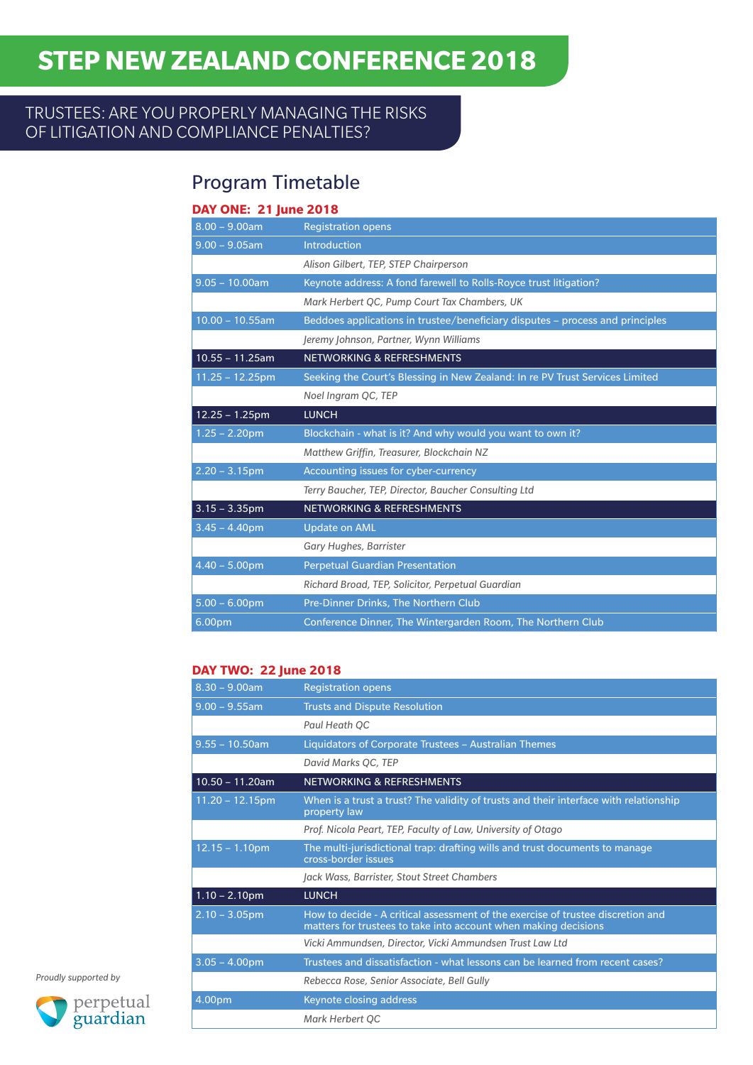# STEP NEW ZEALAND CONFERENCE 2018

## TRUSTEES: ARE YOU PROPERLY MANAGING THE RISKS OF LITIGATION AND COMPLIANCE PENALTIES?

## Program Timetable

### DAY ONE: 21 June 2018

| | |
|---|---|
| 8.00 – 9.00am | Registration opens |
| 9.00 – 9.05am | Introduction |
| | *Alison Gilbert, TEP, STEP Chairperson* |
| 9.05 – 10.00am | Keynote address: A fond farewell to Rolls-Royce trust litigation? |
| | *Mark Herbert QC, Pump Court Tax Chambers, UK* |
| 10.00 – 10.55am | Beddoes applications in trustee/beneficiary disputes – process and principles |
| | *Jeremy Johnson, Partner, Wynn Williams* |
| 10.55 – 11.25am | NETWORKING & REFRESHMENTS |
| 11.25 – 12.25pm | Seeking the Court's Blessing in New Zealand: In re PV Trust Services Limited |
| | *Noel Ingram QC, TEP* |
| 12.25 – 1.25pm | LUNCH |
| 1.25 – 2.20pm | Blockchain - what is it? And why would you want to own it? |
| | *Matthew Griffin, Treasurer, Blockchain NZ* |
| 2.20 – 3.15pm | Accounting issues for cyber-currency |
| | *Terry Baucher, TEP, Director, Baucher Consulting Ltd* |
| 3.15 – 3.35pm | NETWORKING & REFRESHMENTS |
| 3.45 – 4.40pm | Update on AML |
| | *Gary Hughes, Barrister* |
| 4.40 – 5.00pm | Perpetual Guardian Presentation |
| | *Richard Broad, TEP, Solicitor, Perpetual Guardian* |
| 5.00 – 6.00pm | Pre-Dinner Drinks, The Northern Club |
| 6.00pm | Conference Dinner, The Wintergarden Room, The Northern Club |

### DAY TWO: 22 June 2018

| | |
|---|---|
| 8.30 – 9.00am | Registration opens |
| 9.00 – 9.55am | Trusts and Dispute Resolution |
| | *Paul Heath QC* |
| 9.55 – 10.50am | Liquidators of Corporate Trustees – Australian Themes |
| | *David Marks QC, TEP* |
| 10.50 – 11.20am | NETWORKING & REFRESHMENTS |
| 11.20 – 12.15pm | When is a trust a trust? The validity of trusts and their interface with relationship property law |
| | *Prof. Nicola Peart, TEP, Faculty of Law, University of Otago* |
| 12.15 – 1.10pm | The multi-jurisdictional trap: drafting wills and trust documents to manage cross-border issues |
| | *Jack Wass, Barrister, Stout Street Chambers* |
| 1.10 – 2.10pm | LUNCH |
| 2.10 – 3.05pm | How to decide - A critical assessment of the exercise of trustee discretion and matters for trustees to take into account when making decisions |
| | *Vicki Ammundsen, Director, Vicki Ammundsen Trust Law Ltd* |
| 3.05 – 4.00pm | Trustees and dissatisfaction - what lessons can be learned from recent cases? |
| | *Rebecca Rose, Senior Associate, Bell Gully* |
| 4.00pm | Keynote closing address |
| | *Mark Herbert QC* |

*Proudly supported by*

perpetual guardian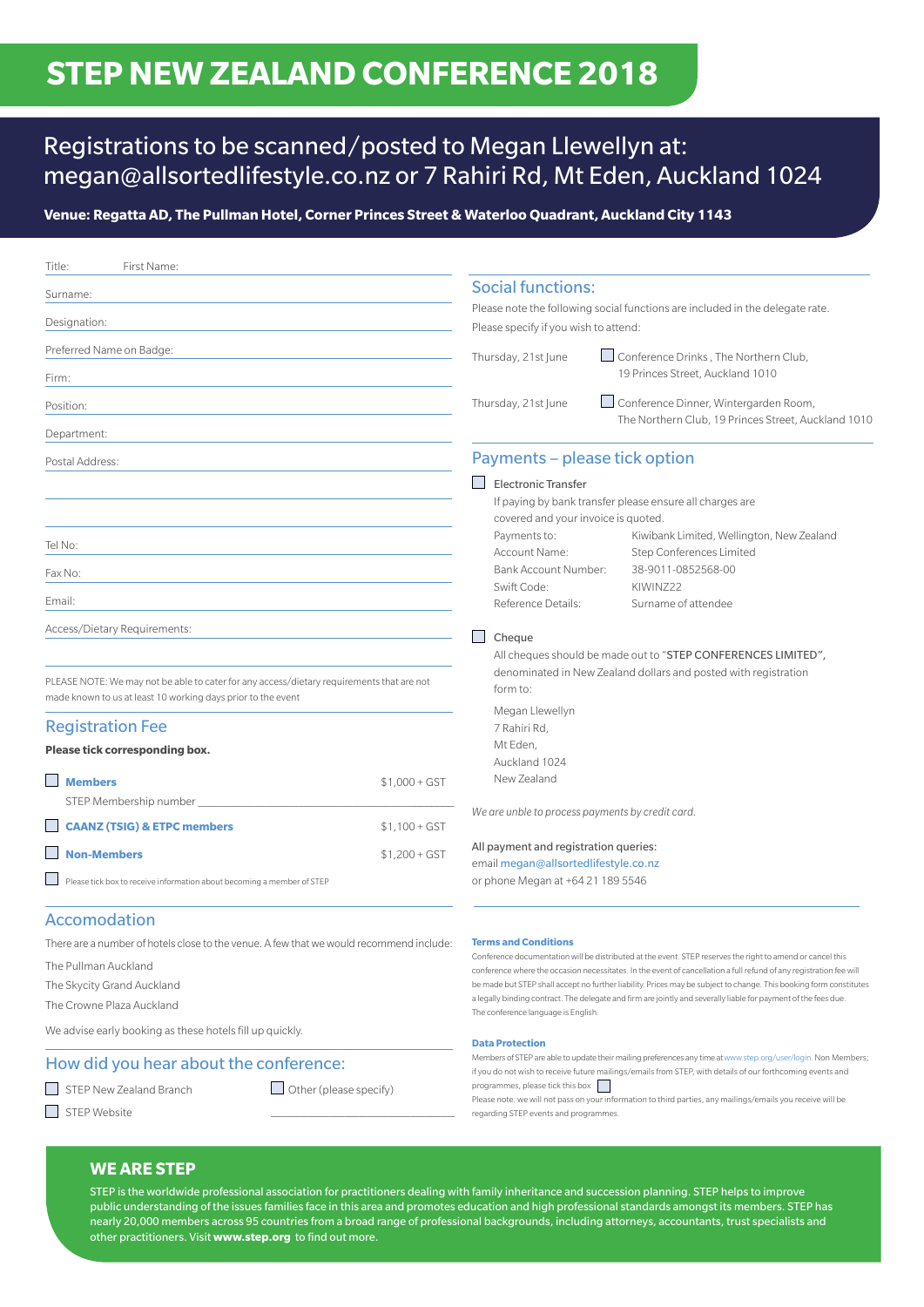# STEP NEW ZEALAND CONFERENCE 2018

## Registrations to be scanned/posted to Megan Llewellyn at: megan@allsortedlifestyle.co.nz or 7 Rahiri Rd, Mt Eden, Auckland 1024

**Venue: Regatta AD, The Pullman Hotel, Corner Princes Street & Waterloo Quadrant, Auckland City 1143**

Title: First Name:

Surname:

Designation:

Preferred Name on Badge:

Firm:

Position:

Department:

Postal Address:

Tel No:

Fax No:

Email:

Access/Dietary Requirements:

PLEASE NOTE: We may not be able to cater for any access/dietary requirements that are not made known to us at least 10 working days prior to the event

### Registration Fee

**Please tick corresponding box.**

| | |
|---|---|
| ☐ **Members** | $1,000 + GST |
| STEP Membership number ______ | |
| ☐ **CAANZ (TSIG) & ETPC members** | $1,100 + GST |
| ☐ **Non-Members** | $1,200 + GST |

☐ Please tick box to receive information about becoming a member of STEP

### Accomodation

There are a number of hotels close to the venue. A few that we would recommend include:

The Pullman Auckland

The Skycity Grand Auckland

The Crowne Plaza Auckland

We advise early booking as these hotels fill up quickly.

### How did you hear about the conference:

☐ STEP New Zealand Branch

☐ STEP Website

☐ Other (please specify)

### Social functions:

Please note the following social functions are included in the delegate rate.
Please specify if you wish to attend:

| | |
|---|---|
| Thursday, 21st June | ☐ Conference Drinks , The Northern Club, 19 Princes Street, Auckland 1010 |
| Thursday, 21st June | ☐ Conference Dinner, Wintergarden Room, The Northern Club, 19 Princes Street, Auckland 1010 |

### Payments – please tick option

☐ Electronic Transfer

If paying by bank transfer please ensure all charges are covered and your invoice is quoted.

| | |
|---|---|
| Payments to: | Kiwibank Limited, Wellington, New Zealand |
| Account Name: | Step Conferences Limited |
| Bank Account Number: | 38-9011-0852568-00 |
| Swift Code: | KIWINZ22 |
| Reference Details: | Surname of attendee |

☐ Cheque

All cheques should be made out to "STEP CONFERENCES LIMITED", denominated in New Zealand dollars and posted with registration form to:

Megan Llewellyn
7 Rahiri Rd,
Mt Eden,
Auckland 1024
New Zealand

*We are unble to process payments by credit card.*

All payment and registration queries:
email megan@allsortedlifestyle.co.nz
or phone Megan at +64 21 189 5546

**Terms and Conditions**

Conference documentation will be distributed at the event. STEP reserves the right to amend or cancel this conference where the occasion necessitates. In the event of cancellation a full refund of any registration fee will be made but STEP shall accept no further liability. Prices may be subject to change. This booking form constitutes a legally binding contract. The delegate and firm are jointly and severally liable for payment of the fees due. The conference language is English.

**Data Protection**

Members of STEP are able to update their mailing preferences any time at www.step.org/user/login. Non Members; if you do not wish to receive future mailings/emails from STEP, with details of our forthcoming events and programmes, please tick this box ☐

Please note: we will not pass on your information to third parties, any mailings/emails you receive will be regarding STEP events and programmes.

## WE ARE STEP

STEP is the worldwide professional association for practitioners dealing with family inheritance and succession planning. STEP helps to improve public understanding of the issues families face in this area and promotes education and high professional standards amongst its members. STEP has nearly 20,000 members across 95 countries from a broad range of professional backgrounds, including attorneys, accountants, trust specialists and other practitioners. Visit **www.step.org** to find out more.